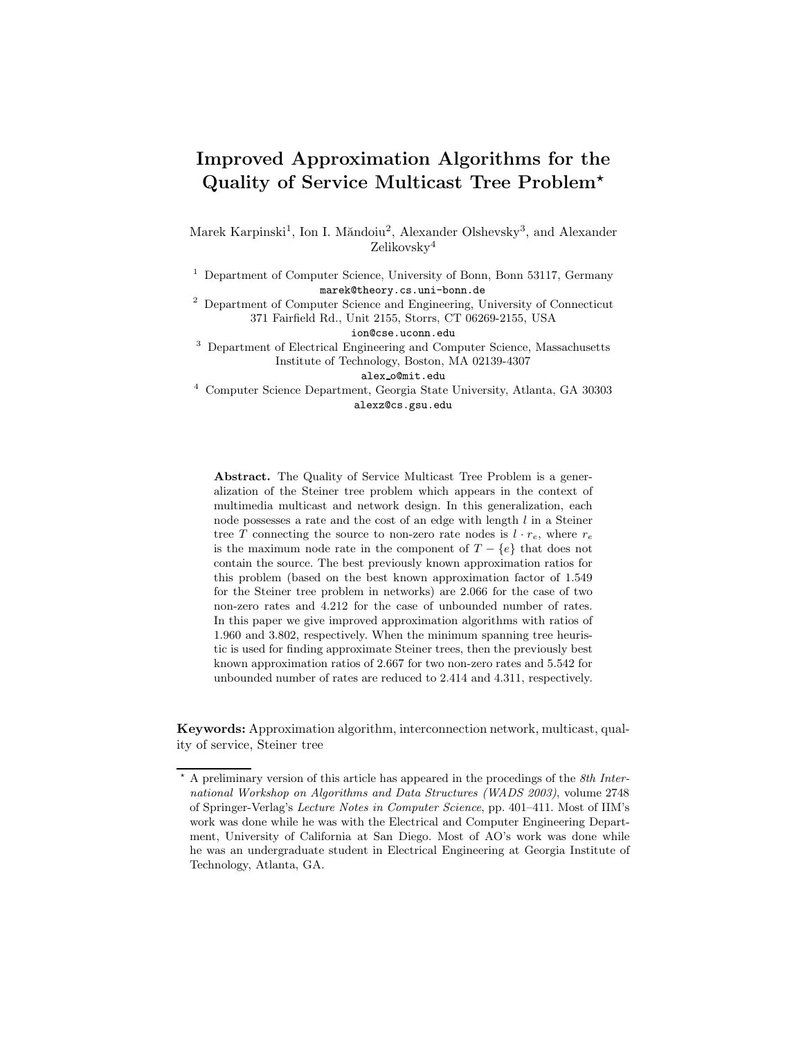# Improved Approximation Algorithms for the Quality of Service Multicast Tree Problem*

Marek Karpinski[1], Ion I. Măndoiu[2], Alexander Olshevsky[3], and Alexander Zelikovsky[4]

[1] Department of Computer Science, University of Bonn, Bonn 53117, Germany
marek@theory.cs.uni-bonn.de

[2] Department of Computer Science and Engineering, University of Connecticut
371 Fairfield Rd., Unit 2155, Storrs, CT 06269-2155, USA
ion@cse.uconn.edu

[3] Department of Electrical Engineering and Computer Science, Massachusetts Institute of Technology, Boston, MA 02139-4307
alex_o@mit.edu

[4] Computer Science Department, Georgia State University, Atlanta, GA 30303
alexz@cs.gsu.edu

**Abstract.** The Quality of Service Multicast Tree Problem is a generalization of the Steiner tree problem which appears in the context of multimedia multicast and network design. In this generalization, each node possesses a rate and the cost of an edge with length $l$ in a Steiner tree $T$ connecting the source to non-zero rate nodes is $l \cdot r_e$, where $r_e$ is the maximum node rate in the component of $T - \{e\}$ that does not contain the source. The best previously known approximation ratios for this problem (based on the best known approximation factor of 1.549 for the Steiner tree problem in networks) are 2.066 for the case of two non-zero rates and 4.212 for the case of unbounded number of rates. In this paper we give improved approximation algorithms with ratios of 1.960 and 3.802, respectively. When the minimum spanning tree heuristic is used for finding approximate Steiner trees, then the previously best known approximation ratios of 2.667 for two non-zero rates and 5.542 for unbounded number of rates are reduced to 2.414 and 4.311, respectively.

**Keywords:** Approximation algorithm, interconnection network, multicast, quality of service, Steiner tree

---

* A preliminary version of this article has appeared in the procedings of the *8th International Workshop on Algorithms and Data Structures (WADS 2003)*, volume 2748 of Springer-Verlag's *Lecture Notes in Computer Science*, pp. 401–411. Most of IIM's work was done while he was with the Electrical and Computer Engineering Department, University of California at San Diego. Most of AO's work was done while he was an undergraduate student in Electrical Engineering at Georgia Institute of Technology, Atlanta, GA.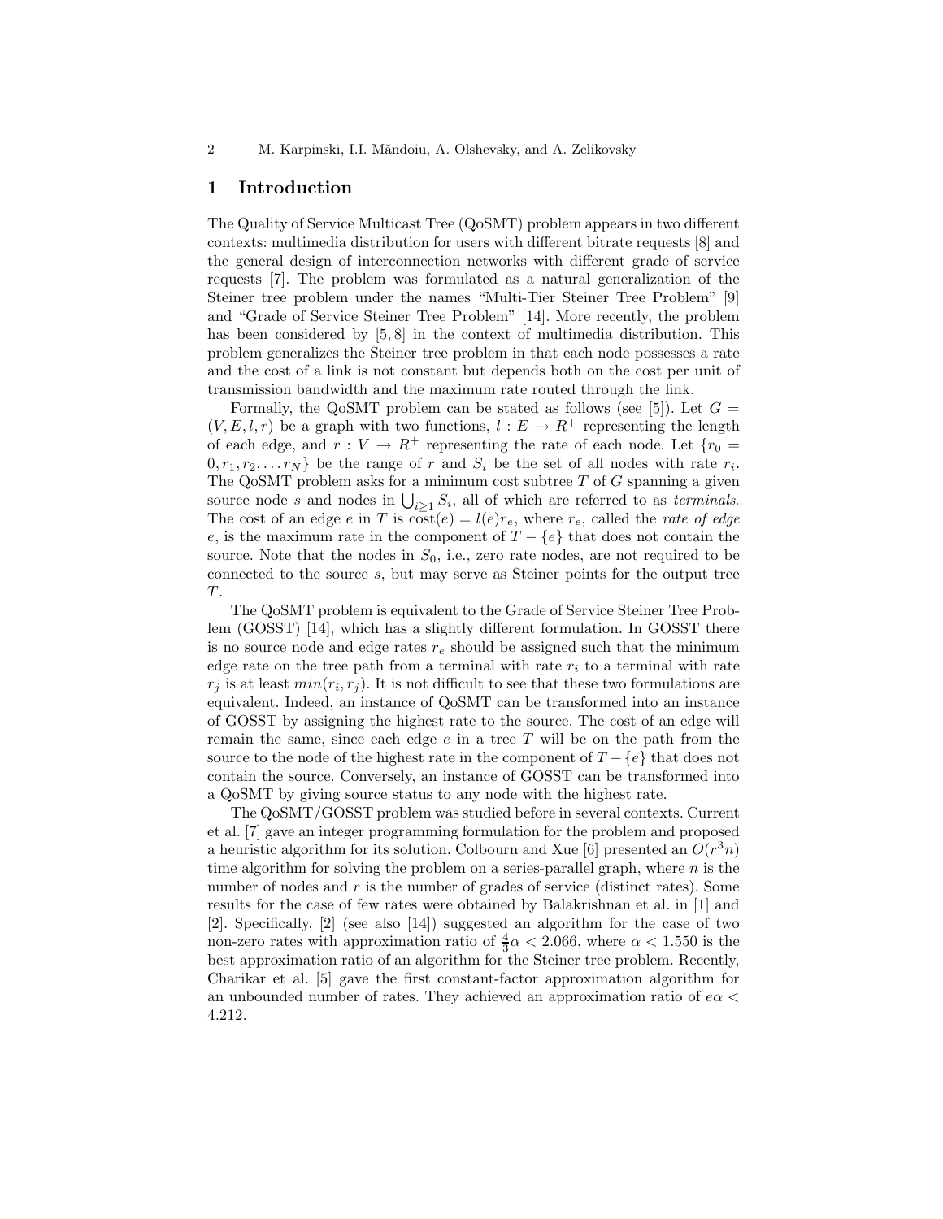## 1 Introduction

The Quality of Service Multicast Tree (QoSMT) problem appears in two different contexts: multimedia distribution for users with different bitrate requests [8] and the general design of interconnection networks with different grade of service requests [7]. The problem was formulated as a natural generalization of the Steiner tree problem under the names "Multi-Tier Steiner Tree Problem" [9] and "Grade of Service Steiner Tree Problem" [14]. More recently, the problem has been considered by [5, 8] in the context of multimedia distribution. This problem generalizes the Steiner tree problem in that each node possesses a rate and the cost of a link is not constant but depends both on the cost per unit of transmission bandwidth and the maximum rate routed through the link.

Formally, the QoSMT problem can be stated as follows (see [5]). Let $G = (V, E, l, r)$ be a graph with two functions, $l : E \rightarrow R^+$ representing the length of each edge, and $r : V \rightarrow R^+$ representing the rate of each node. Let $\{r_0 = 0, r_1, r_2, \ldots r_N\}$ be the range of $r$ and $S_i$ be the set of all nodes with rate $r_i$. The QoSMT problem asks for a minimum cost subtree $T$ of $G$ spanning a given source node $s$ and nodes in $\bigcup_{i \geq 1} S_i$, all of which are referred to as *terminals*. The cost of an edge $e$ in $T$ is $\text{cost}(e) = l(e)r_e$, where $r_e$, called the *rate of edge* $e$, is the maximum rate in the component of $T - \{e\}$ that does not contain the source. Note that the nodes in $S_0$, i.e., zero rate nodes, are not required to be connected to the source $s$, but may serve as Steiner points for the output tree $T$.

The QoSMT problem is equivalent to the Grade of Service Steiner Tree Problem (GOSST) [14], which has a slightly different formulation. In GOSST there is no source node and edge rates $r_e$ should be assigned such that the minimum edge rate on the tree path from a terminal with rate $r_i$ to a terminal with rate $r_j$ is at least $min(r_i, r_j)$. It is not difficult to see that these two formulations are equivalent. Indeed, an instance of QoSMT can be transformed into an instance of GOSST by assigning the highest rate to the source. The cost of an edge will remain the same, since each edge $e$ in a tree $T$ will be on the path from the source to the node of the highest rate in the component of $T - \{e\}$ that does not contain the source. Conversely, an instance of GOSST can be transformed into a QoSMT by giving source status to any node with the highest rate.

The QoSMT/GOSST problem was studied before in several contexts. Current et al. [7] gave an integer programming formulation for the problem and proposed a heuristic algorithm for its solution. Colbourn and Xue [6] presented an $O(r^3 n)$ time algorithm for solving the problem on a series-parallel graph, where $n$ is the number of nodes and $r$ is the number of grades of service (distinct rates). Some results for the case of few rates were obtained by Balakrishnan et al. in [1] and [2]. Specifically, [2] (see also [14]) suggested an algorithm for the case of two non-zero rates with approximation ratio of $\frac{4}{3}\alpha < 2.066$, where $\alpha < 1.550$ is the best approximation ratio of an algorithm for the Steiner tree problem. Recently, Charikar et al. [5] gave the first constant-factor approximation algorithm for an unbounded number of rates. They achieved an approximation ratio of $e\alpha < 4.212$.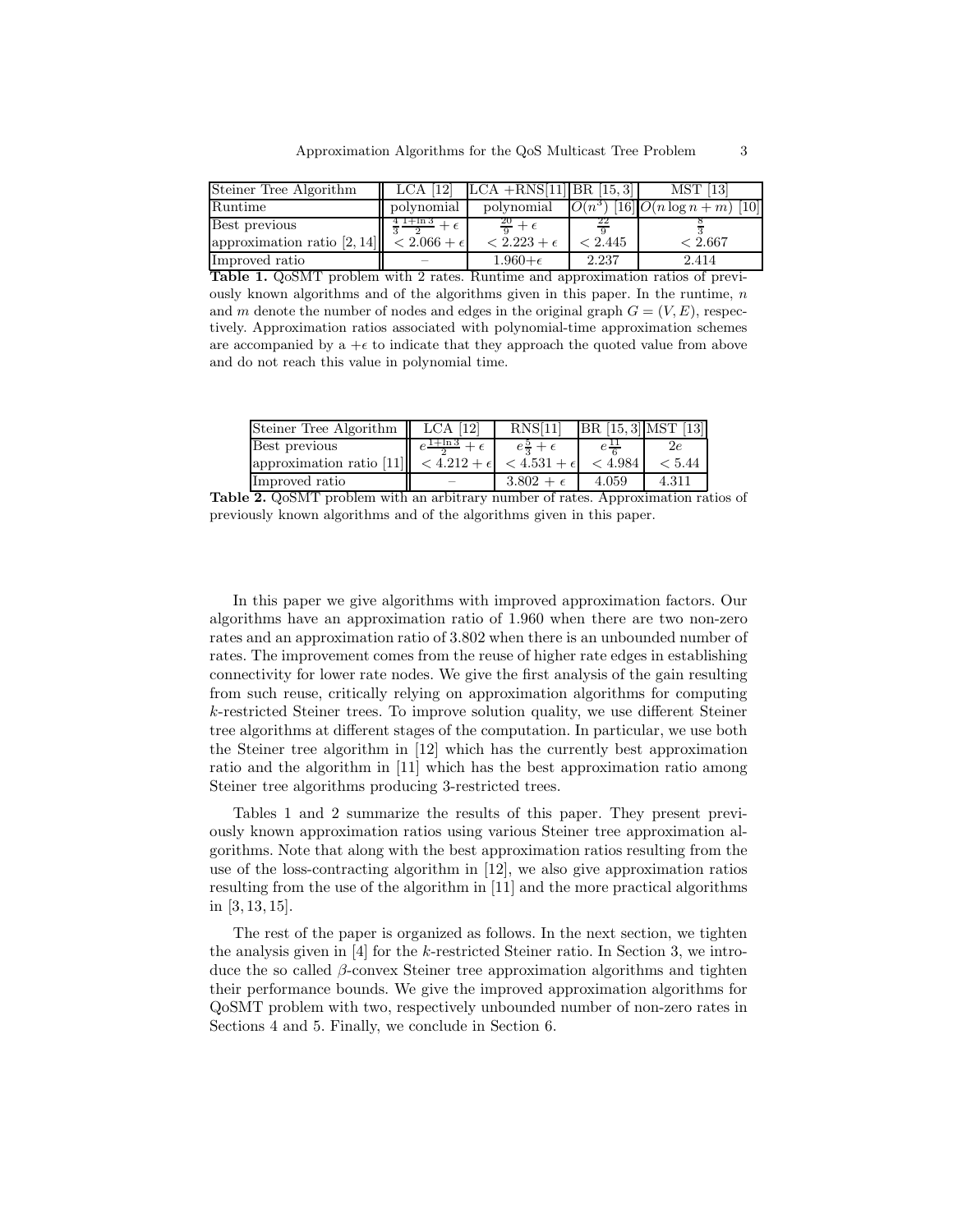| Steiner Tree Algorithm | LCA [12] | LCA +RNS[11] | BR [15, 3] | MST [13] |
|---|---|---|---|---|
| Runtime | polynomial | polynomial | $O(n^3)$ [16] | $O(n \log n + m)$ [10] |
| Best previous approximation ratio [2, 14] | $\frac{4}{3}\frac{1+\ln 3}{2} + \epsilon$ $< 2.066 + \epsilon$ | $\frac{20}{9} + \epsilon$ $< 2.223 + \epsilon$ | $\frac{22}{9}$ $< 2.445$ | $\frac{8}{3}$ $< 2.667$ |
| Improved ratio | – | $1.960+\epsilon$ | 2.237 | 2.414 |

**Table 1.** QoSMT problem with 2 rates. Runtime and approximation ratios of previously known algorithms and of the algorithms given in this paper. In the runtime, $n$ and $m$ denote the number of nodes and edges in the original graph $G = (V, E)$, respectively. Approximation ratios associated with polynomial-time approximation schemes are accompanied by a $+\epsilon$ to indicate that they approach the quoted value from above and do not reach this value in polynomial time.

| Steiner Tree Algorithm | LCA [12] | RNS[11] | BR [15, 3] | MST [13] |
|---|---|---|---|---|
| Best previous approximation ratio [11] | $e\frac{1+\ln 3}{2} + \epsilon$ $< 4.212 + \epsilon$ | $e\frac{5}{3} + \epsilon$ $< 4.531 + \epsilon$ | $e\frac{11}{6}$ $< 4.984$ | $2e$ $< 5.44$ |
| Improved ratio | – | $3.802 + \epsilon$ | 4.059 | 4.311 |

**Table 2.** QoSMT problem with an arbitrary number of rates. Approximation ratios of previously known algorithms and of the algorithms given in this paper.

In this paper we give algorithms with improved approximation factors. Our algorithms have an approximation ratio of 1.960 when there are two non-zero rates and an approximation ratio of 3.802 when there is an unbounded number of rates. The improvement comes from the reuse of higher rate edges in establishing connectivity for lower rate nodes. We give the first analysis of the gain resulting from such reuse, critically relying on approximation algorithms for computing $k$-restricted Steiner trees. To improve solution quality, we use different Steiner tree algorithms at different stages of the computation. In particular, we use both the Steiner tree algorithm in [12] which has the currently best approximation ratio and the algorithm in [11] which has the best approximation ratio among Steiner tree algorithms producing 3-restricted trees.

Tables 1 and 2 summarize the results of this paper. They present previously known approximation ratios using various Steiner tree approximation algorithms. Note that along with the best approximation ratios resulting from the use of the loss-contracting algorithm in [12], we also give approximation ratios resulting from the use of the algorithm in [11] and the more practical algorithms in [3, 13, 15].

The rest of the paper is organized as follows. In the next section, we tighten the analysis given in [4] for the $k$-restricted Steiner ratio. In Section 3, we introduce the so called $\beta$-convex Steiner tree approximation algorithms and tighten their performance bounds. We give the improved approximation algorithms for QoSMT problem with two, respectively unbounded number of non-zero rates in Sections 4 and 5. Finally, we conclude in Section 6.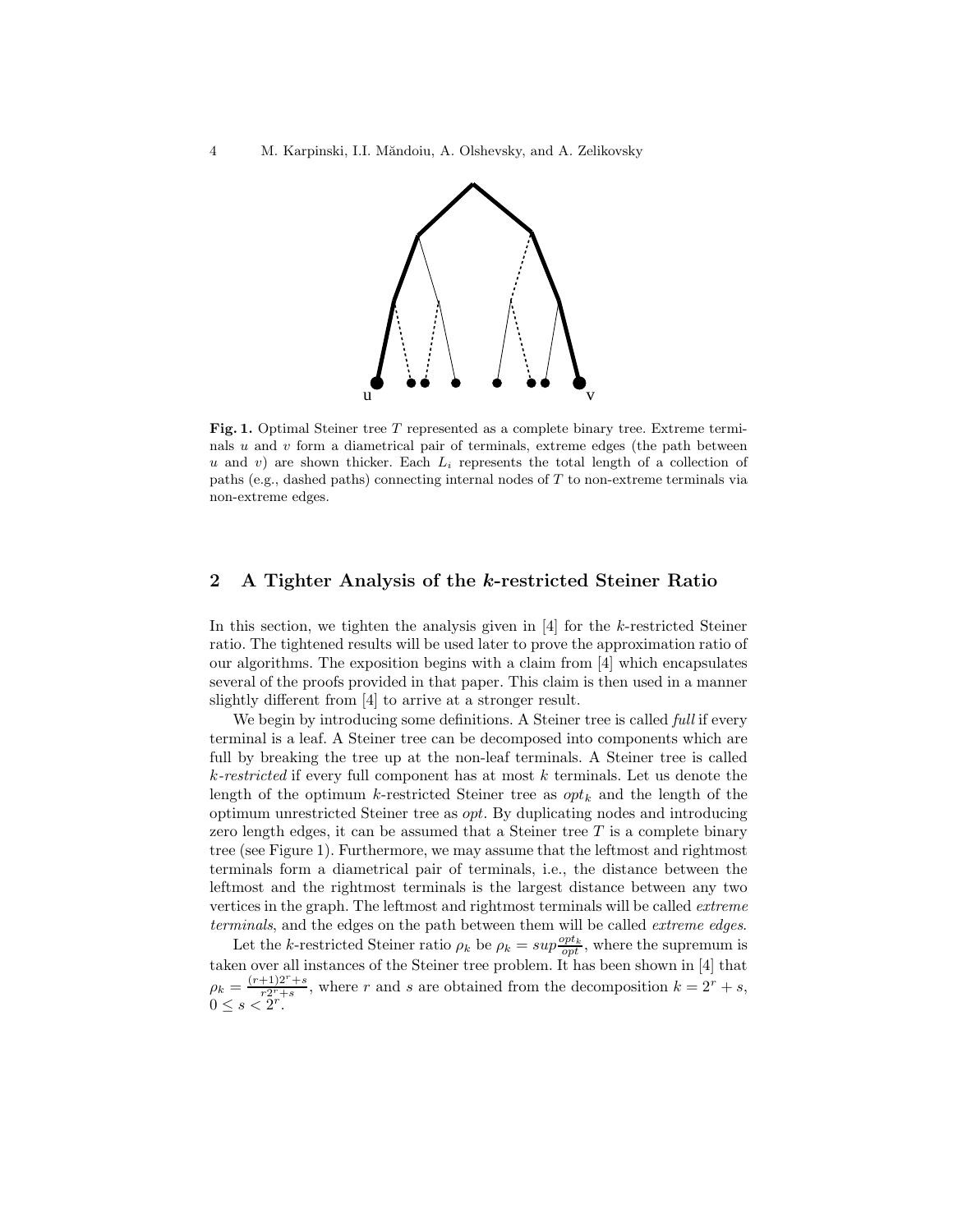**Fig. 1.** Optimal Steiner tree $T$ represented as a complete binary tree. Extreme terminals $u$ and $v$ form a diametrical pair of terminals, extreme edges (the path between $u$ and $v$) are shown thicker. Each $L_i$ represents the total length of a collection of paths (e.g., dashed paths) connecting internal nodes of $T$ to non-extreme terminals via non-extreme edges.

## 2 A Tighter Analysis of the $k$-restricted Steiner Ratio

In this section, we tighten the analysis given in [4] for the $k$-restricted Steiner ratio. The tightened results will be used later to prove the approximation ratio of our algorithms. The exposition begins with a claim from [4] which encapsulates several of the proofs provided in that paper. This claim is then used in a manner slightly different from [4] to arrive at a stronger result.

We begin by introducing some definitions. A Steiner tree is called *full* if every terminal is a leaf. A Steiner tree can be decomposed into components which are full by breaking the tree up at the non-leaf terminals. A Steiner tree is called *$k$-restricted* if every full component has at most $k$ terminals. Let us denote the length of the optimum $k$-restricted Steiner tree as $opt_k$ and the length of the optimum unrestricted Steiner tree as $opt$. By duplicating nodes and introducing zero length edges, it can be assumed that a Steiner tree $T$ is a complete binary tree (see Figure 1). Furthermore, we may assume that the leftmost and rightmost terminals form a diametrical pair of terminals, i.e., the distance between the leftmost and the rightmost terminals is the largest distance between any two vertices in the graph. The leftmost and rightmost terminals will be called *extreme terminals*, and the edges on the path between them will be called *extreme edges*.

Let the $k$-restricted Steiner ratio $\rho_k$ be $\rho_k = sup\frac{opt_k}{opt}$, where the supremum is taken over all instances of the Steiner tree problem. It has been shown in [4] that $\rho_k = \frac{(r+1)2^r+s}{r2^r+s}$, where $r$ and $s$ are obtained from the decomposition $k = 2^r + s$, $0 \leq s < 2^r$.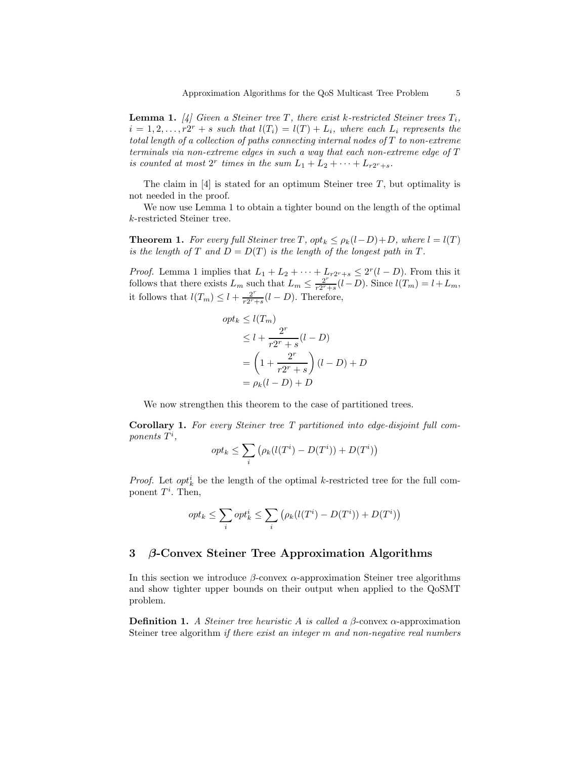**Lemma 1.** *[4] Given a Steiner tree $T$, there exist $k$-restricted Steiner trees $T_i$, $i = 1, 2, \ldots, r2^r + s$ such that $l(T_i) = l(T) + L_i$, where each $L_i$ represents the total length of a collection of paths connecting internal nodes of $T$ to non-extreme terminals via non-extreme edges in such a way that each non-extreme edge of $T$ is counted at most $2^r$ times in the sum $L_1 + L_2 + \cdots + L_{r2^r+s}$.*

The claim in [4] is stated for an optimum Steiner tree $T$, but optimality is not needed in the proof.

We now use Lemma 1 to obtain a tighter bound on the length of the optimal $k$-restricted Steiner tree.

**Theorem 1.** *For every full Steiner tree $T$, $opt_k \leq \rho_k(l - D) + D$, where $l = l(T)$ is the length of $T$ and $D = D(T)$ is the length of the longest path in $T$.*

*Proof.* Lemma 1 implies that $L_1 + L_2 + \cdots + L_{r2^r+s} \leq 2^r(l - D)$. From this it follows that there exists $L_m$ such that $L_m \leq \frac{2^r}{r2^r+s}(l - D)$. Since $l(T_m) = l + L_m$, it follows that $l(T_m) \leq l + \frac{2^r}{r2^r+s}(l - D)$. Therefore,

$$
\begin{aligned}
opt_k &\leq l(T_m) \\
&\leq l + \frac{2^r}{r2^r + s}(l - D) \\
&= \left(1 + \frac{2^r}{r2^r + s}\right)(l - D) + D \\
&= \rho_k(l - D) + D
\end{aligned}
$$

We now strengthen this theorem to the case of partitioned trees.

**Corollary 1.** *For every Steiner tree $T$ partitioned into edge-disjoint full components $T^i$,*

$$opt_k \leq \sum_i \left(\rho_k(l(T^i) - D(T^i)) + D(T^i)\right)$$

*Proof.* Let $opt_k^i$ be the length of the optimal $k$-restricted tree for the full component $T^i$. Then,

$$opt_k \leq \sum_i opt_k^i \leq \sum_i \left(\rho_k(l(T^i) - D(T^i)) + D(T^i)\right)$$

## 3 $\beta$-Convex Steiner Tree Approximation Algorithms

In this section we introduce $\beta$-convex $\alpha$-approximation Steiner tree algorithms and show tighter upper bounds on their output when applied to the QoSMT problem.

**Definition 1.** *A Steiner tree heuristic $A$ is called a* $\beta$-convex $\alpha$-approximation Steiner tree algorithm *if there exist an integer $m$ and non-negative real numbers*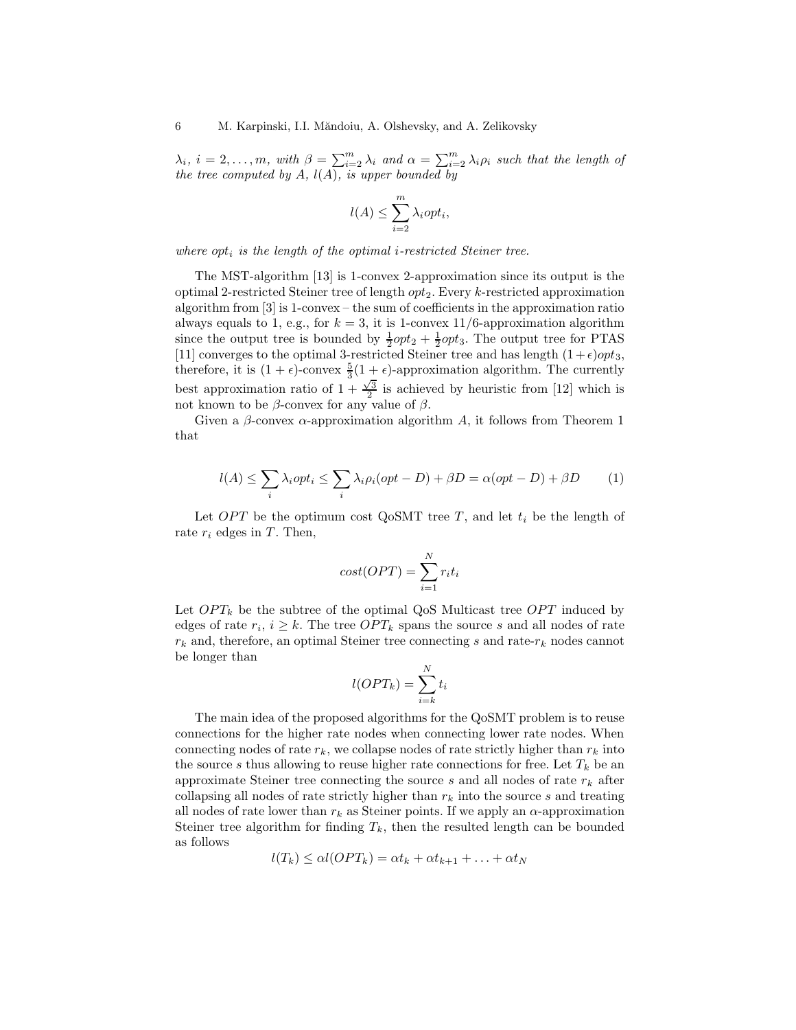*$\lambda_i$, $i = 2, \ldots, m$, with $\beta = \sum_{i=2}^{m} \lambda_i$ and $\alpha = \sum_{i=2}^{m} \lambda_i \rho_i$ such that the length of the tree computed by A, $l(A)$, is upper bounded by*

$$l(A) \leq \sum_{i=2}^{m} \lambda_i opt_i,$$

*where $opt_i$ is the length of the optimal $i$-restricted Steiner tree.*

The MST-algorithm [13] is 1-convex 2-approximation since its output is the optimal 2-restricted Steiner tree of length $opt_2$. Every $k$-restricted approximation algorithm from [3] is 1-convex – the sum of coefficients in the approximation ratio always equals to 1, e.g., for $k = 3$, it is 1-convex 11/6-approximation algorithm since the output tree is bounded by $\frac{1}{2}opt_2 + \frac{1}{2}opt_3$. The output tree for PTAS [11] converges to the optimal 3-restricted Steiner tree and has length $(1+\epsilon)opt_3$, therefore, it is $(1+\epsilon)$-convex $\frac{5}{3}(1+\epsilon)$-approximation algorithm. The currently best approximation ratio of $1 + \frac{\sqrt{3}}{2}$ is achieved by heuristic from [12] which is not known to be $\beta$-convex for any value of $\beta$.

Given a $\beta$-convex $\alpha$-approximation algorithm $A$, it follows from Theorem 1 that

$$l(A) \leq \sum_i \lambda_i opt_i \leq \sum_i \lambda_i \rho_i (opt - D) + \beta D = \alpha(opt - D) + \beta D \qquad (1)$$

Let $OPT$ be the optimum cost QoSMT tree $T$, and let $t_i$ be the length of rate $r_i$ edges in $T$. Then,

$$cost(OPT) = \sum_{i=1}^{N} r_i t_i$$

Let $OPT_k$ be the subtree of the optimal QoS Multicast tree $OPT$ induced by edges of rate $r_i$, $i \geq k$. The tree $OPT_k$ spans the source $s$ and all nodes of rate $r_k$ and, therefore, an optimal Steiner tree connecting $s$ and rate-$r_k$ nodes cannot be longer than

$$l(OPT_k) = \sum_{i=k}^{N} t_i$$

The main idea of the proposed algorithms for the QoSMT problem is to reuse connections for the higher rate nodes when connecting lower rate nodes. When connecting nodes of rate $r_k$, we collapse nodes of rate strictly higher than $r_k$ into the source $s$ thus allowing to reuse higher rate connections for free. Let $T_k$ be an approximate Steiner tree connecting the source $s$ and all nodes of rate $r_k$ after collapsing all nodes of rate strictly higher than $r_k$ into the source $s$ and treating all nodes of rate lower than $r_k$ as Steiner points. If we apply an $\alpha$-approximation Steiner tree algorithm for finding $T_k$, then the resulted length can be bounded as follows

$$l(T_k) \leq \alpha l(OPT_k) = \alpha t_k + \alpha t_{k+1} + \ldots + \alpha t_N$$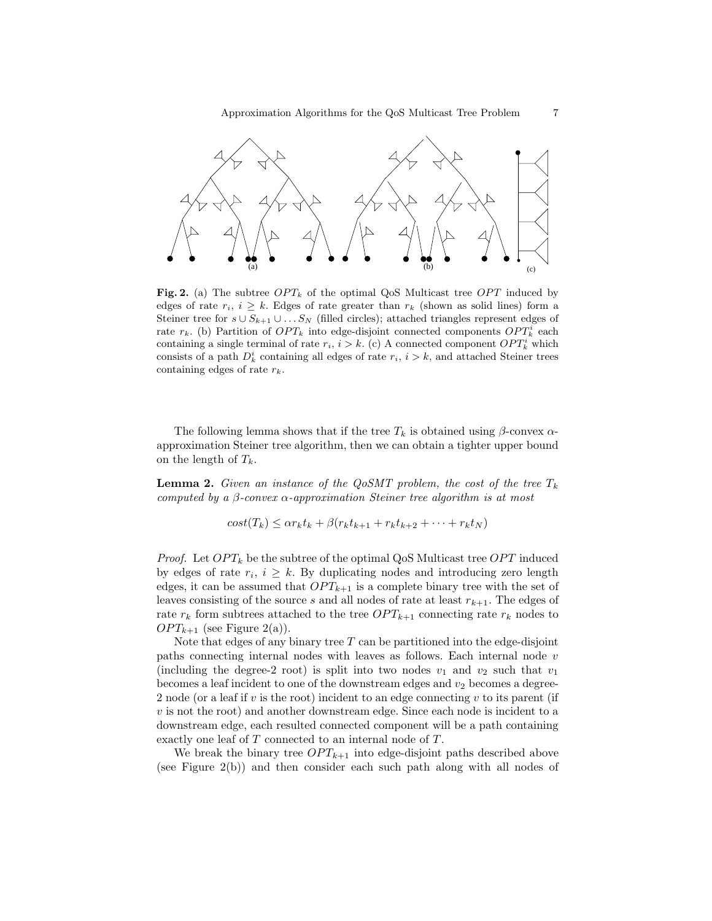**Fig. 2.** (a) The subtree $OPT_k$ of the optimal QoS Multicast tree $OPT$ induced by edges of rate $r_i$, $i \geq k$. Edges of rate greater than $r_k$ (shown as solid lines) form a Steiner tree for $s \cup S_{k+1} \cup \ldots S_N$ (filled circles); attached triangles represent edges of rate $r_k$. (b) Partition of $OPT_k$ into edge-disjoint connected components $OPT_k^i$ each containing a single terminal of rate $r_i$, $i > k$. (c) A connected component $OPT_k^i$ which consists of a path $D_k^i$ containing all edges of rate $r_i$, $i > k$, and attached Steiner trees containing edges of rate $r_k$.

The following lemma shows that if the tree $T_k$ is obtained using $\beta$-convex $\alpha$-approximation Steiner tree algorithm, then we can obtain a tighter upper bound on the length of $T_k$.

**Lemma 2.** *Given an instance of the QoSMT problem, the cost of the tree $T_k$ computed by a $\beta$-convex $\alpha$-approximation Steiner tree algorithm is at most*

$$cost(T_k) \leq \alpha r_k t_k + \beta(r_k t_{k+1} + r_k t_{k+2} + \cdots + r_k t_N)$$

*Proof.* Let $OPT_k$ be the subtree of the optimal QoS Multicast tree $OPT$ induced by edges of rate $r_i$, $i \geq k$. By duplicating nodes and introducing zero length edges, it can be assumed that $OPT_{k+1}$ is a complete binary tree with the set of leaves consisting of the source $s$ and all nodes of rate at least $r_{k+1}$. The edges of rate $r_k$ form subtrees attached to the tree $OPT_{k+1}$ connecting rate $r_k$ nodes to $OPT_{k+1}$ (see Figure 2(a)).

Note that edges of any binary tree $T$ can be partitioned into the edge-disjoint paths connecting internal nodes with leaves as follows. Each internal node $v$ (including the degree-2 root) is split into two nodes $v_1$ and $v_2$ such that $v_1$ becomes a leaf incident to one of the downstream edges and $v_2$ becomes a degree-2 node (or a leaf if $v$ is the root) incident to an edge connecting $v$ to its parent (if $v$ is not the root) and another downstream edge. Since each node is incident to a downstream edge, each resulted connected component will be a path containing exactly one leaf of $T$ connected to an internal node of $T$.

We break the binary tree $OPT_{k+1}$ into edge-disjoint paths described above (see Figure 2(b)) and then consider each such path along with all nodes of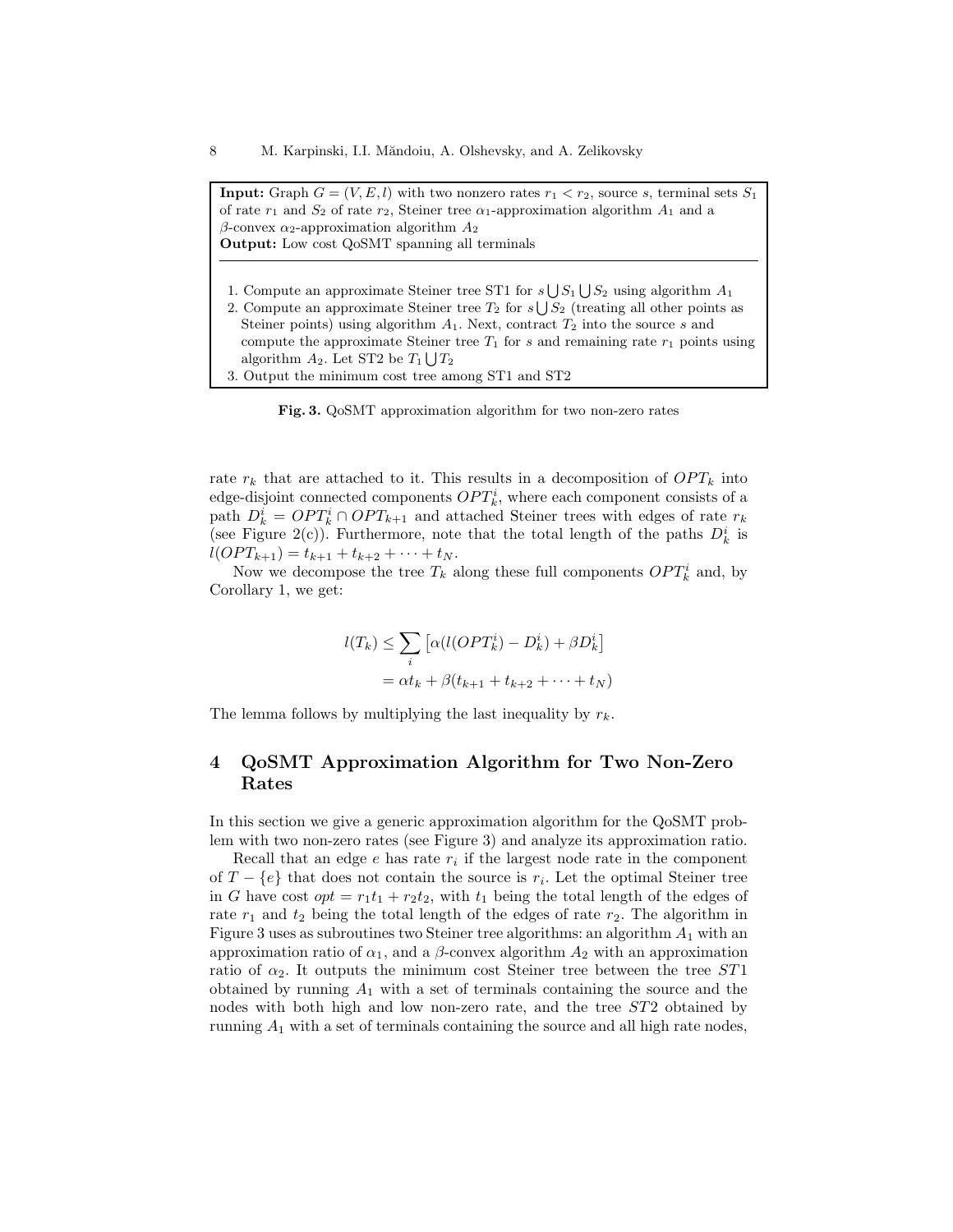**Input:** Graph $G = (V, E, l)$ with two nonzero rates $r_1 < r_2$, source $s$, terminal sets $S_1$ of rate $r_1$ and $S_2$ of rate $r_2$, Steiner tree $\alpha_1$-approximation algorithm $A_1$ and a $\beta$-convex $\alpha_2$-approximation algorithm $A_2$

**Output:** Low cost QoSMT spanning all terminals

1. Compute an approximate Steiner tree ST1 for $s \bigcup S_1 \bigcup S_2$ using algorithm $A_1$
2. Compute an approximate Steiner tree $T_2$ for $s \bigcup S_2$ (treating all other points as Steiner points) using algorithm $A_1$. Next, contract $T_2$ into the source $s$ and compute the approximate Steiner tree $T_1$ for $s$ and remaining rate $r_1$ points using algorithm $A_2$. Let ST2 be $T_1 \bigcup T_2$
3. Output the minimum cost tree among ST1 and ST2

**Fig. 3.** QoSMT approximation algorithm for two non-zero rates

rate $r_k$ that are attached to it. This results in a decomposition of $OPT_k$ into edge-disjoint connected components $OPT_k^i$, where each component consists of a path $D_k^i = OPT_k^i \cap OPT_{k+1}$ and attached Steiner trees with edges of rate $r_k$ (see Figure 2(c)). Furthermore, note that the total length of the paths $D_k^i$ is $l(OPT_{k+1}) = t_{k+1} + t_{k+2} + \cdots + t_N$.

Now we decompose the tree $T_k$ along these full components $OPT_k^i$ and, by Corollary 1, we get:

$$\begin{aligned} l(T_k) &\leq \sum_i \left[\alpha(l(OPT_k^i) - D_k^i) + \beta D_k^i\right] \\ &= \alpha t_k + \beta(t_{k+1} + t_{k+2} + \cdots + t_N) \end{aligned}$$

The lemma follows by multiplying the last inequality by $r_k$.

## 4 QoSMT Approximation Algorithm for Two Non-Zero Rates

In this section we give a generic approximation algorithm for the QoSMT problem with two non-zero rates (see Figure 3) and analyze its approximation ratio.

Recall that an edge $e$ has rate $r_i$ if the largest node rate in the component of $T - \{e\}$ that does not contain the source is $r_i$. Let the optimal Steiner tree in $G$ have cost $opt = r_1 t_1 + r_2 t_2$, with $t_1$ being the total length of the edges of rate $r_1$ and $t_2$ being the total length of the edges of rate $r_2$. The algorithm in Figure 3 uses as subroutines two Steiner tree algorithms: an algorithm $A_1$ with an approximation ratio of $\alpha_1$, and a $\beta$-convex algorithm $A_2$ with an approximation ratio of $\alpha_2$. It outputs the minimum cost Steiner tree between the tree $ST1$ obtained by running $A_1$ with a set of terminals containing the source and the nodes with both high and low non-zero rate, and the tree $ST2$ obtained by running $A_1$ with a set of terminals containing the source and all high rate nodes,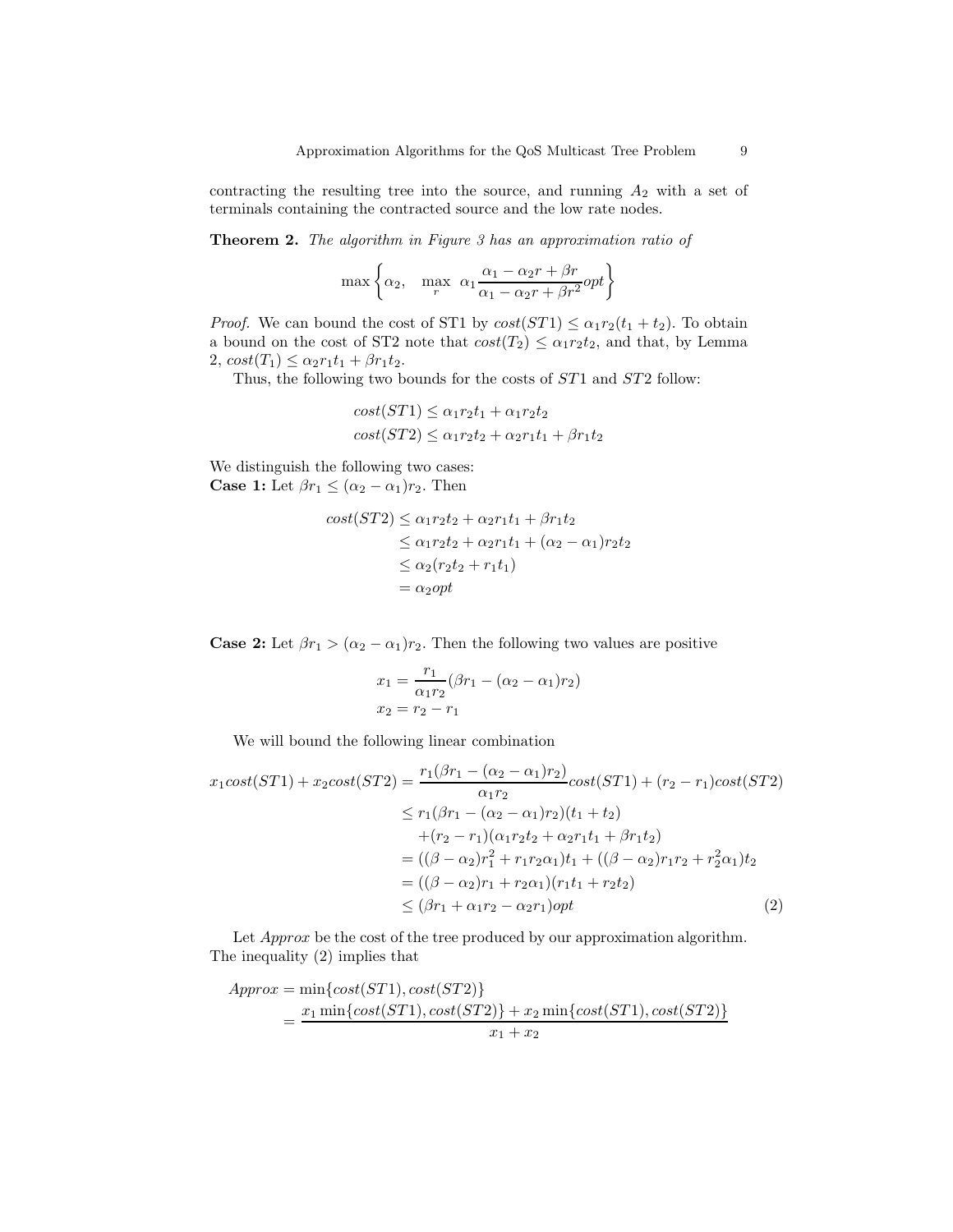contracting the resulting tree into the source, and running $A_2$ with a set of terminals containing the contracted source and the low rate nodes.

**Theorem 2.** *The algorithm in Figure 3 has an approximation ratio of*

$$\max\left\{\alpha_2, \quad \max_r \ \alpha_1 \frac{\alpha_1 - \alpha_2 r + \beta r}{\alpha_1 - \alpha_2 r + \beta r^2} opt\right\}$$

*Proof.* We can bound the cost of ST1 by $cost(ST1) \leq \alpha_1 r_2 (t_1 + t_2)$. To obtain a bound on the cost of ST2 note that $cost(T_2) \leq \alpha_1 r_2 t_2$, and that, by Lemma 2, $cost(T_1) \leq \alpha_2 r_1 t_1 + \beta r_1 t_2$.

Thus, the following two bounds for the costs of $ST1$ and $ST2$ follow:

$$\begin{aligned}
cost(ST1) &\leq \alpha_1 r_2 t_1 + \alpha_1 r_2 t_2 \\
cost(ST2) &\leq \alpha_1 r_2 t_2 + \alpha_2 r_1 t_1 + \beta r_1 t_2
\end{aligned}$$

We distinguish the following two cases:
**Case 1:** Let $\beta r_1 \leq (\alpha_2 - \alpha_1) r_2$. Then

$$\begin{aligned}
cost(ST2) &\leq \alpha_1 r_2 t_2 + \alpha_2 r_1 t_1 + \beta r_1 t_2 \\
&\leq \alpha_1 r_2 t_2 + \alpha_2 r_1 t_1 + (\alpha_2 - \alpha_1) r_2 t_2 \\
&\leq \alpha_2 (r_2 t_2 + r_1 t_1) \\
&= \alpha_2 opt
\end{aligned}$$

**Case 2:** Let $\beta r_1 > (\alpha_2 - \alpha_1) r_2$. Then the following two values are positive

$$\begin{aligned}
x_1 &= \frac{r_1}{\alpha_1 r_2}(\beta r_1 - (\alpha_2 - \alpha_1) r_2) \\
x_2 &= r_2 - r_1
\end{aligned}$$

We will bound the following linear combination

$$\begin{aligned}
x_1 cost(ST1) + x_2 cost(ST2) &= \frac{r_1(\beta r_1 - (\alpha_2 - \alpha_1) r_2)}{\alpha_1 r_2} cost(ST1) + (r_2 - r_1) cost(ST2) \\
&\leq r_1(\beta r_1 - (\alpha_2 - \alpha_1) r_2)(t_1 + t_2) \\
&\quad + (r_2 - r_1)(\alpha_1 r_2 t_2 + \alpha_2 r_1 t_1 + \beta r_1 t_2) \\
&= ((\beta - \alpha_2) r_1^2 + r_1 r_2 \alpha_1) t_1 + ((\beta - \alpha_2) r_1 r_2 + r_2^2 \alpha_1) t_2 \\
&= ((\beta - \alpha_2) r_1 + r_2 \alpha_1)(r_1 t_1 + r_2 t_2) \\
&\leq (\beta r_1 + \alpha_1 r_2 - \alpha_2 r_1) opt \qquad (2)
\end{aligned}$$

Let *Approx* be the cost of the tree produced by our approximation algorithm. The inequality (2) implies that

$$\begin{aligned}
Approx &= \min\{cost(ST1), cost(ST2)\} \\
&= \frac{x_1 \min\{cost(ST1), cost(ST2)\} + x_2 \min\{cost(ST1), cost(ST2)\}}{x_1 + x_2}
\end{aligned}$$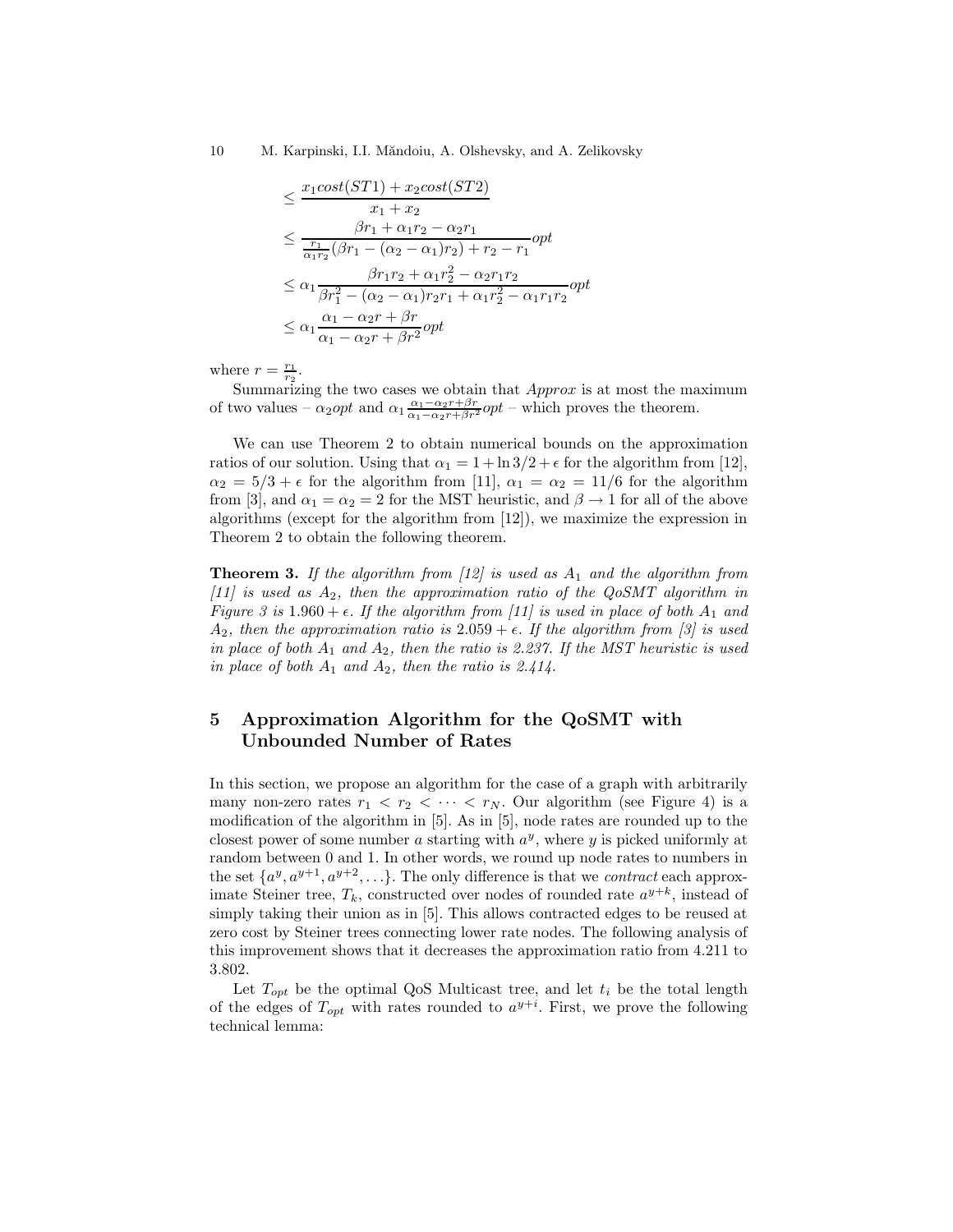$$
\begin{aligned}
&\leq \frac{x_1 cost(ST1) + x_2 cost(ST2)}{x_1 + x_2} \\
&\leq \frac{\beta r_1 + \alpha_1 r_2 - \alpha_2 r_1}{\frac{r_1}{\alpha_1 r_2}(\beta r_1 - (\alpha_2 - \alpha_1) r_2) + r_2 - r_1} opt \\
&\leq \alpha_1 \frac{\beta r_1 r_2 + \alpha_1 r_2^2 - \alpha_2 r_1 r_2}{\beta r_1^2 - (\alpha_2 - \alpha_1) r_2 r_1 + \alpha_1 r_2^2 - \alpha_1 r_1 r_2} opt \\
&\leq \alpha_1 \frac{\alpha_1 - \alpha_2 r + \beta r}{\alpha_1 - \alpha_2 r + \beta r^2} opt
\end{aligned}
$$

where $r = \frac{r_1}{r_2}$.

Summarizing the two cases we obtain that *Approx* is at most the maximum of two values – $\alpha_2 opt$ and $\alpha_1 \frac{\alpha_1 - \alpha_2 r + \beta r}{\alpha_1 - \alpha_2 r + \beta r^2} opt$ – which proves the theorem.

We can use Theorem 2 to obtain numerical bounds on the approximation ratios of our solution. Using that $\alpha_1 = 1 + \ln 3/2 + \epsilon$ for the algorithm from [12], $\alpha_2 = 5/3 + \epsilon$ for the algorithm from [11], $\alpha_1 = \alpha_2 = 11/6$ for the algorithm from [3], and $\alpha_1 = \alpha_2 = 2$ for the MST heuristic, and $\beta \to 1$ for all of the above algorithms (except for the algorithm from [12]), we maximize the expression in Theorem 2 to obtain the following theorem.

**Theorem 3.** *If the algorithm from [12] is used as $A_1$ and the algorithm from [11] is used as $A_2$, then the approximation ratio of the QoSMT algorithm in Figure 3 is $1.960 + \epsilon$. If the algorithm from [11] is used in place of both $A_1$ and $A_2$, then the approximation ratio is $2.059 + \epsilon$. If the algorithm from [3] is used in place of both $A_1$ and $A_2$, then the ratio is 2.237. If the MST heuristic is used in place of both $A_1$ and $A_2$, then the ratio is 2.414.*

## 5 Approximation Algorithm for the QoSMT with Unbounded Number of Rates

In this section, we propose an algorithm for the case of a graph with arbitrarily many non-zero rates $r_1 < r_2 < \cdots < r_N$. Our algorithm (see Figure 4) is a modification of the algorithm in [5]. As in [5], node rates are rounded up to the closest power of some number $a$ starting with $a^y$, where $y$ is picked uniformly at random between 0 and 1. In other words, we round up node rates to numbers in the set $\{a^y, a^{y+1}, a^{y+2}, \ldots\}$. The only difference is that we *contract* each approximate Steiner tree, $T_k$, constructed over nodes of rounded rate $a^{y+k}$, instead of simply taking their union as in [5]. This allows contracted edges to be reused at zero cost by Steiner trees connecting lower rate nodes. The following analysis of this improvement shows that it decreases the approximation ratio from 4.211 to 3.802.

Let $T_{opt}$ be the optimal QoS Multicast tree, and let $t_i$ be the total length of the edges of $T_{opt}$ with rates rounded to $a^{y+i}$. First, we prove the following technical lemma: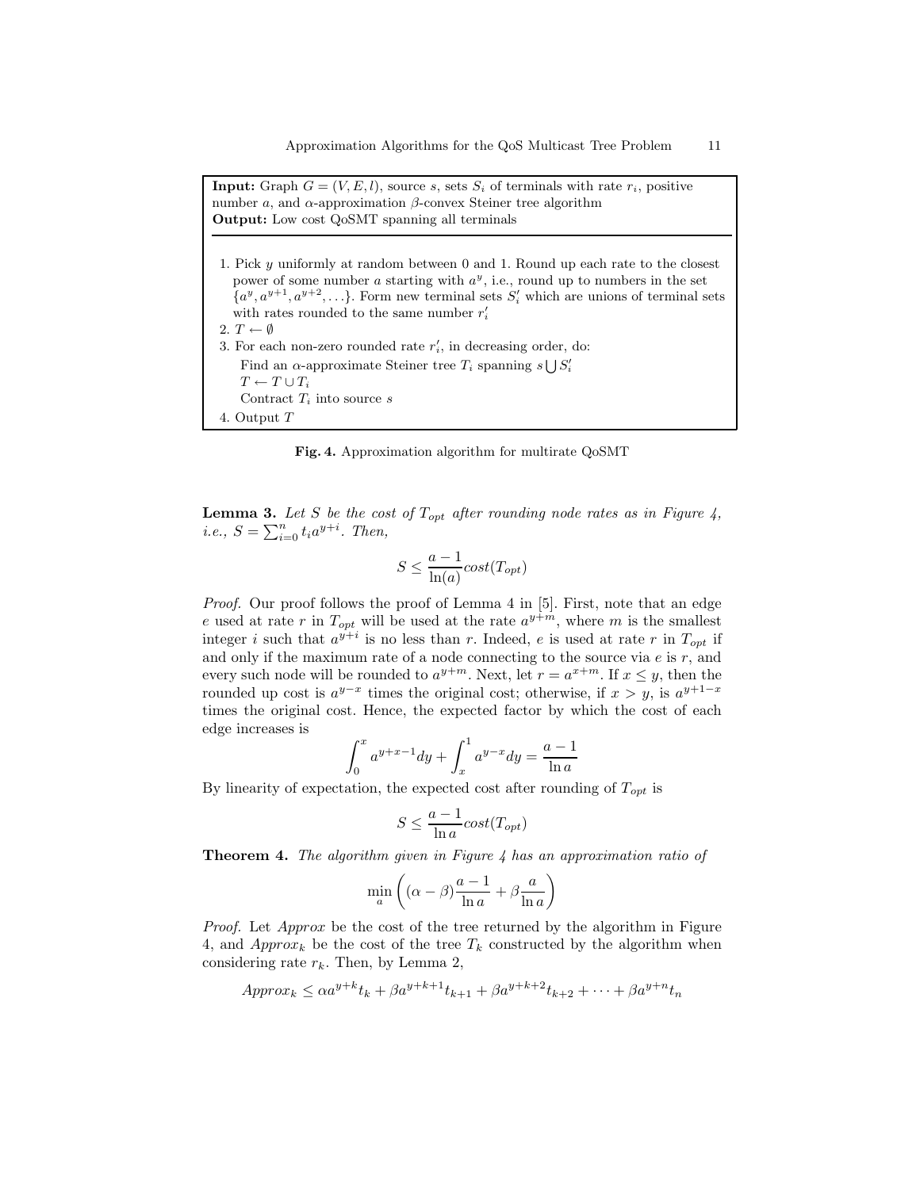**Input:** Graph $G = (V, E, l)$, source $s$, sets $S_i$ of terminals with rate $r_i$, positive number $a$, and $\alpha$-approximation $\beta$-convex Steiner tree algorithm
**Output:** Low cost QoSMT spanning all terminals

1. Pick $y$ uniformly at random between 0 and 1. Round up each rate to the closest power of some number $a$ starting with $a^y$, i.e., round up to numbers in the set $\{a^y, a^{y+1}, a^{y+2}, \ldots\}$. Form new terminal sets $S'_i$ which are unions of terminal sets with rates rounded to the same number $r'_i$
2. $T \leftarrow \emptyset$
3. For each non-zero rounded rate $r'_i$, in decreasing order, do:
   Find an $\alpha$-approximate Steiner tree $T_i$ spanning $s \bigcup S'_i$
   $T \leftarrow T \cup T_i$
   Contract $T_i$ into source $s$
4. Output $T$

**Fig. 4.** Approximation algorithm for multirate QoSMT

**Lemma 3.** *Let $S$ be the cost of $T_{opt}$ after rounding node rates as in Figure 4, i.e., $S = \sum_{i=0}^{n} t_i a^{y+i}$. Then,*

$$S \leq \frac{a-1}{\ln(a)} cost(T_{opt})$$

*Proof.* Our proof follows the proof of Lemma 4 in [5]. First, note that an edge $e$ used at rate $r$ in $T_{opt}$ will be used at the rate $a^{y+m}$, where $m$ is the smallest integer $i$ such that $a^{y+i}$ is no less than $r$. Indeed, $e$ is used at rate $r$ in $T_{opt}$ if and only if the maximum rate of a node connecting to the source via $e$ is $r$, and every such node will be rounded to $a^{y+m}$. Next, let $r = a^{x+m}$. If $x \leq y$, then the rounded up cost is $a^{y-x}$ times the original cost; otherwise, if $x > y$, is $a^{y+1-x}$ times the original cost. Hence, the expected factor by which the cost of each edge increases is

$$\int_0^x a^{y+x-1} dy + \int_x^1 a^{y-x} dy = \frac{a-1}{\ln a}$$

By linearity of expectation, the expected cost after rounding of $T_{opt}$ is

$$S \leq \frac{a-1}{\ln a} cost(T_{opt})$$

**Theorem 4.** *The algorithm given in Figure 4 has an approximation ratio of*

$$\min_a \left( (\alpha - \beta) \frac{a-1}{\ln a} + \beta \frac{a}{\ln a} \right)$$

*Proof.* Let *Approx* be the cost of the tree returned by the algorithm in Figure 4, and $Approx_k$ be the cost of the tree $T_k$ constructed by the algorithm when considering rate $r_k$. Then, by Lemma 2,

$$Approx_k \leq \alpha a^{y+k} t_k + \beta a^{y+k+1} t_{k+1} + \beta a^{y+k+2} t_{k+2} + \cdots + \beta a^{y+n} t_n$$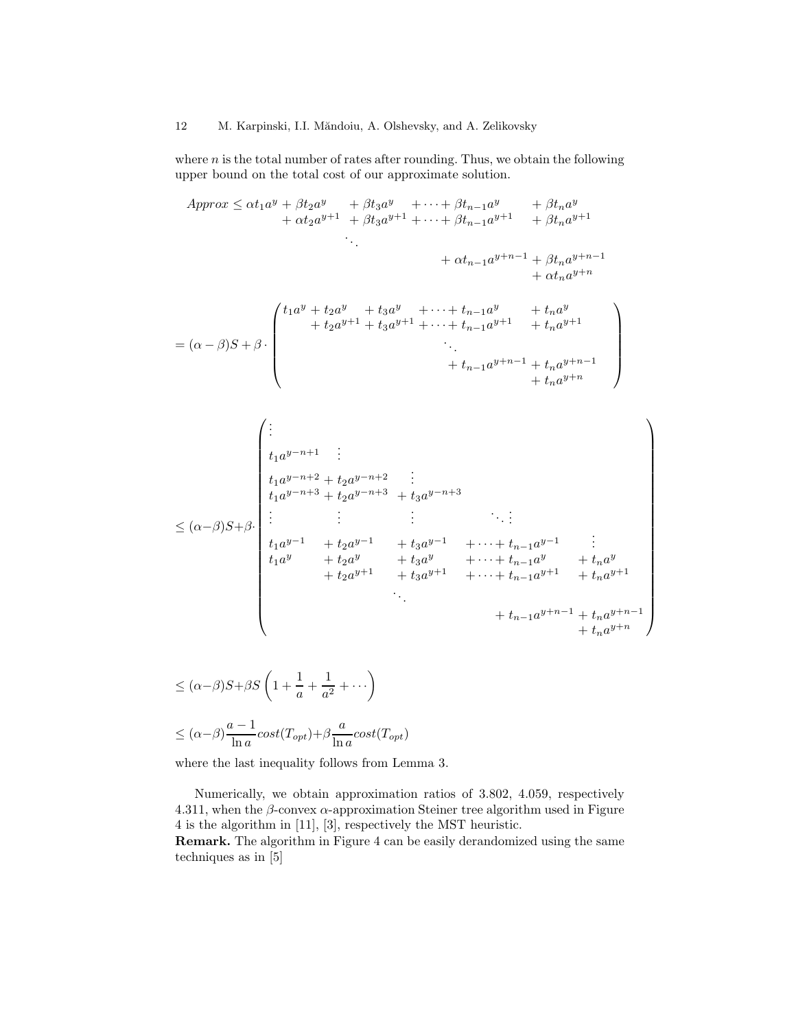where $n$ is the total number of rates after rounding. Thus, we obtain the following upper bound on the total cost of our approximate solution.

$$
\begin{aligned}
Approx \leq\ & \alpha t_1 a^y + \beta t_2 a^y + \beta t_3 a^y + \cdots + \beta t_{n-1} a^y + \beta t_n a^y \\
& + \alpha t_2 a^{y+1} + \beta t_3 a^{y+1} + \cdots + \beta t_{n-1} a^{y+1} + \beta t_n a^{y+1} \\
& \ddots \\
& + \alpha t_{n-1} a^{y+n-1} + \beta t_n a^{y+n-1} \\
& + \alpha t_n a^{y+n}
\end{aligned}
$$

$$
= (\alpha - \beta) S + \beta \cdot \left(
\begin{aligned}
& t_1 a^y + t_2 a^y + t_3 a^y + \cdots + t_{n-1} a^y + t_n a^y \\
& + t_2 a^{y+1} + t_3 a^{y+1} + \cdots + t_{n-1} a^{y+1} + t_n a^{y+1} \\
& \ddots \\
& + t_{n-1} a^{y+n-1} + t_n a^{y+n-1} \\
& + t_n a^{y+n}
\end{aligned}
\right)
$$

$$
\leq (\alpha - \beta) S + \beta \cdot \left(
\begin{array}{llllll}
\vdots & & & & & \\
t_1 a^{y-n+1} & \vdots & & & & \\
t_1 a^{y-n+2} & + t_2 a^{y-n+2} & \vdots & & & \\
t_1 a^{y-n+3} & + t_2 a^{y-n+3} & + t_3 a^{y-n+3} & & & \\
\vdots & \vdots & \vdots & \ddots \vdots & & \\
t_1 a^{y-1} & + t_2 a^{y-1} & + t_3 a^{y-1} & + \cdots + t_{n-1} a^{y-1} & \vdots & \\
t_1 a^{y} & + t_2 a^{y} & + t_3 a^{y} & + \cdots + t_{n-1} a^{y} & + t_n a^{y} & \\
 & + t_2 a^{y+1} & + t_3 a^{y+1} & + \cdots + t_{n-1} a^{y+1} & + t_n a^{y+1} & \\
 & & \ddots & & & \\
 & & & + t_{n-1} a^{y+n-1} & + t_n a^{y+n-1} & \\
 & & & & + t_n a^{y+n} &
\end{array}
\right)
$$

$$
\leq (\alpha - \beta) S + \beta S \left( 1 + \frac{1}{a} + \frac{1}{a^2} + \cdots \right)
$$

$$
\leq (\alpha - \beta) \frac{a-1}{\ln a} cost(T_{opt}) + \beta \frac{a}{\ln a} cost(T_{opt})
$$

where the last inequality follows from Lemma 3.

Numerically, we obtain approximation ratios of 3.802, 4.059, respectively 4.311, when the $\beta$-convex $\alpha$-approximation Steiner tree algorithm used in Figure 4 is the algorithm in [11], [3], respectively the MST heuristic.

**Remark.** The algorithm in Figure 4 can be easily derandomized using the same techniques as in [5]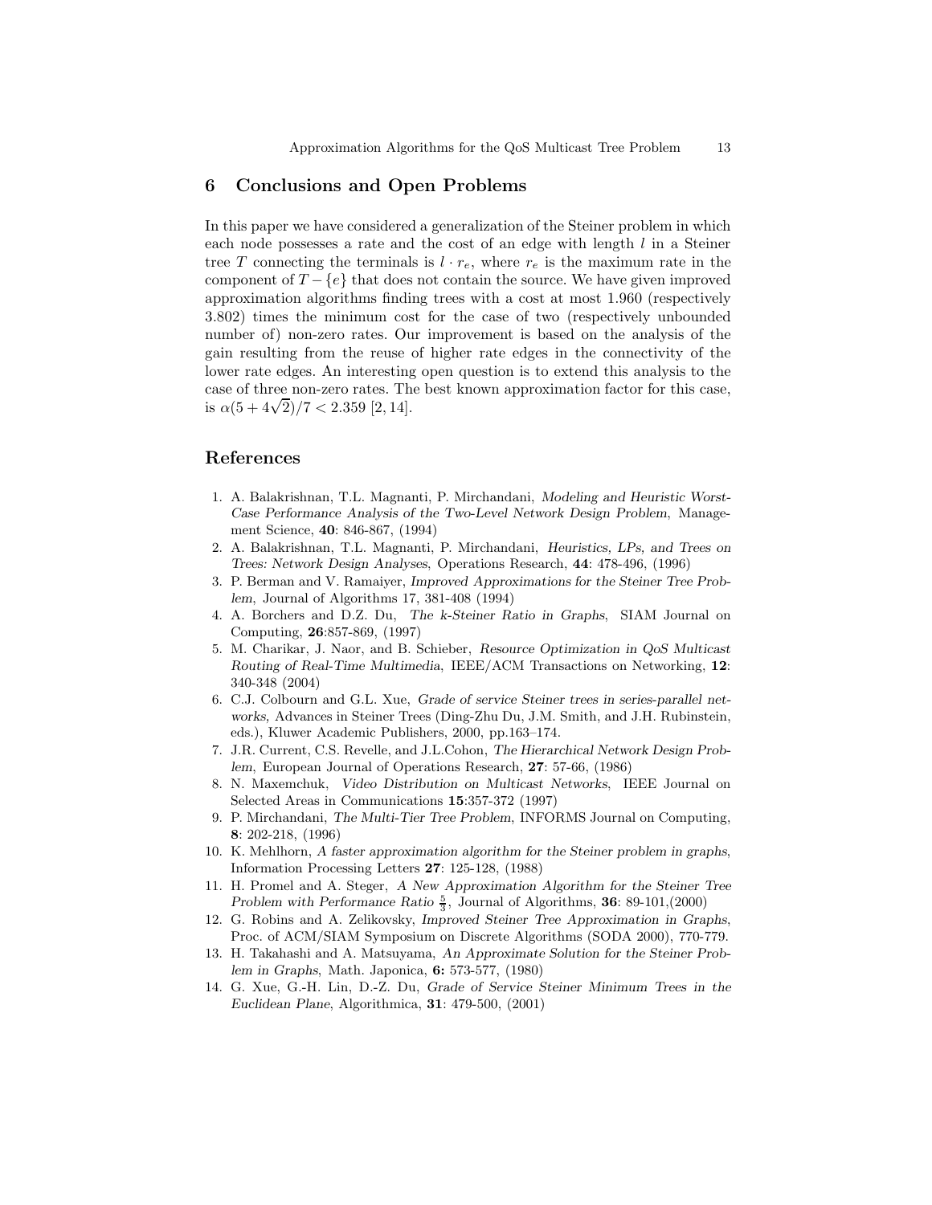## 6 Conclusions and Open Problems

In this paper we have considered a generalization of the Steiner problem in which each node possesses a rate and the cost of an edge with length $l$ in a Steiner tree $T$ connecting the terminals is $l \cdot r_e$, where $r_e$ is the maximum rate in the component of $T - \{e\}$ that does not contain the source. We have given improved approximation algorithms finding trees with a cost at most 1.960 (respectively 3.802) times the minimum cost for the case of two (respectively unbounded number of) non-zero rates. Our improvement is based on the analysis of the gain resulting from the reuse of higher rate edges in the connectivity of the lower rate edges. An interesting open question is to extend this analysis to the case of three non-zero rates. The best known approximation factor for this case, is $\alpha(5 + 4\sqrt{2})/7 < 2.359$ [2, 14].

## References

1. A. Balakrishnan, T.L. Magnanti, P. Mirchandani, *Modeling and Heuristic Worst-Case Performance Analysis of the Two-Level Network Design Problem*, Management Science, **40**: 846-867, (1994)
2. A. Balakrishnan, T.L. Magnanti, P. Mirchandani, *Heuristics, LPs, and Trees on Trees: Network Design Analyses*, Operations Research, **44**: 478-496, (1996)
3. P. Berman and V. Ramaiyer, *Improved Approximations for the Steiner Tree Problem*, Journal of Algorithms 17, 381-408 (1994)
4. A. Borchers and D.Z. Du, *The k-Steiner Ratio in Graphs*, SIAM Journal on Computing, **26**:857-869, (1997)
5. M. Charikar, J. Naor, and B. Schieber, *Resource Optimization in QoS Multicast Routing of Real-Time Multimedia*, IEEE/ACM Transactions on Networking, **12**: 340-348 (2004)
6. C.J. Colbourn and G.L. Xue, *Grade of service Steiner trees in series-parallel networks*, Advances in Steiner Trees (Ding-Zhu Du, J.M. Smith, and J.H. Rubinstein, eds.), Kluwer Academic Publishers, 2000, pp.163–174.
7. J.R. Current, C.S. Revelle, and J.L.Cohon, *The Hierarchical Network Design Problem*, European Journal of Operations Research, **27**: 57-66, (1986)
8. N. Maxemchuk, *Video Distribution on Multicast Networks*, IEEE Journal on Selected Areas in Communications **15**:357-372 (1997)
9. P. Mirchandani, *The Multi-Tier Tree Problem*, INFORMS Journal on Computing, **8**: 202-218, (1996)
10. K. Mehlhorn, *A faster approximation algorithm for the Steiner problem in graphs*, Information Processing Letters **27**: 125-128, (1988)
11. H. Promel and A. Steger, *A New Approximation Algorithm for the Steiner Tree Problem with Performance Ratio* $\frac{5}{3}$, Journal of Algorithms, **36**: 89-101,(2000)
12. G. Robins and A. Zelikovsky, *Improved Steiner Tree Approximation in Graphs*, Proc. of ACM/SIAM Symposium on Discrete Algorithms (SODA 2000), 770-779.
13. H. Takahashi and A. Matsuyama, *An Approximate Solution for the Steiner Problem in Graphs*, Math. Japonica, **6:** 573-577, (1980)
14. G. Xue, G.-H. Lin, D.-Z. Du, *Grade of Service Steiner Minimum Trees in the Euclidean Plane*, Algorithmica, **31**: 479-500, (2001)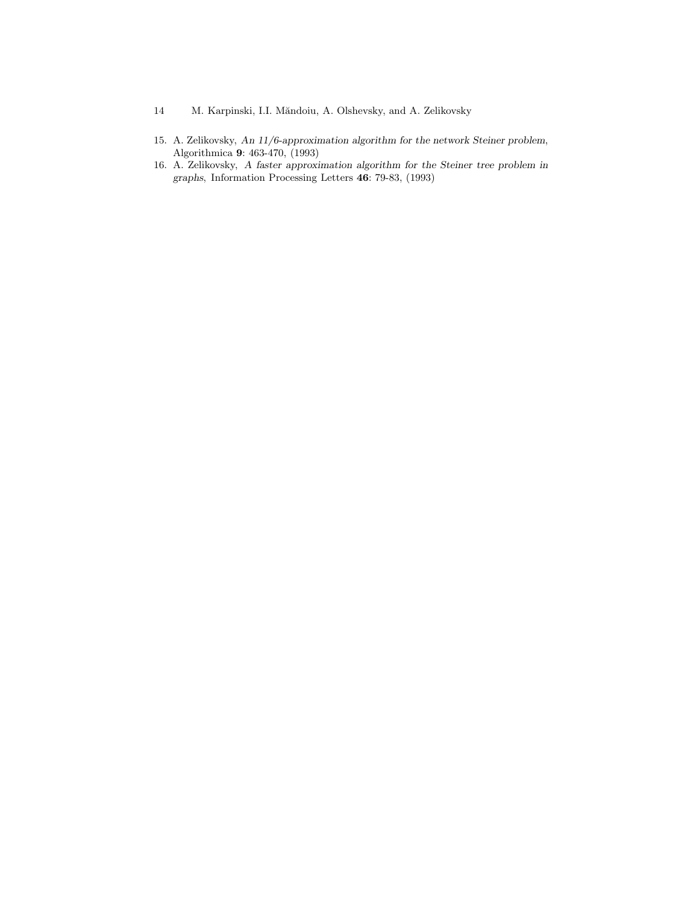15. A. Zelikovsky, *An 11/6-approximation algorithm for the network Steiner problem*, Algorithmica **9**: 463-470, (1993)
16. A. Zelikovsky, *A faster approximation algorithm for the Steiner tree problem in graphs*, Information Processing Letters **46**: 79-83, (1993)